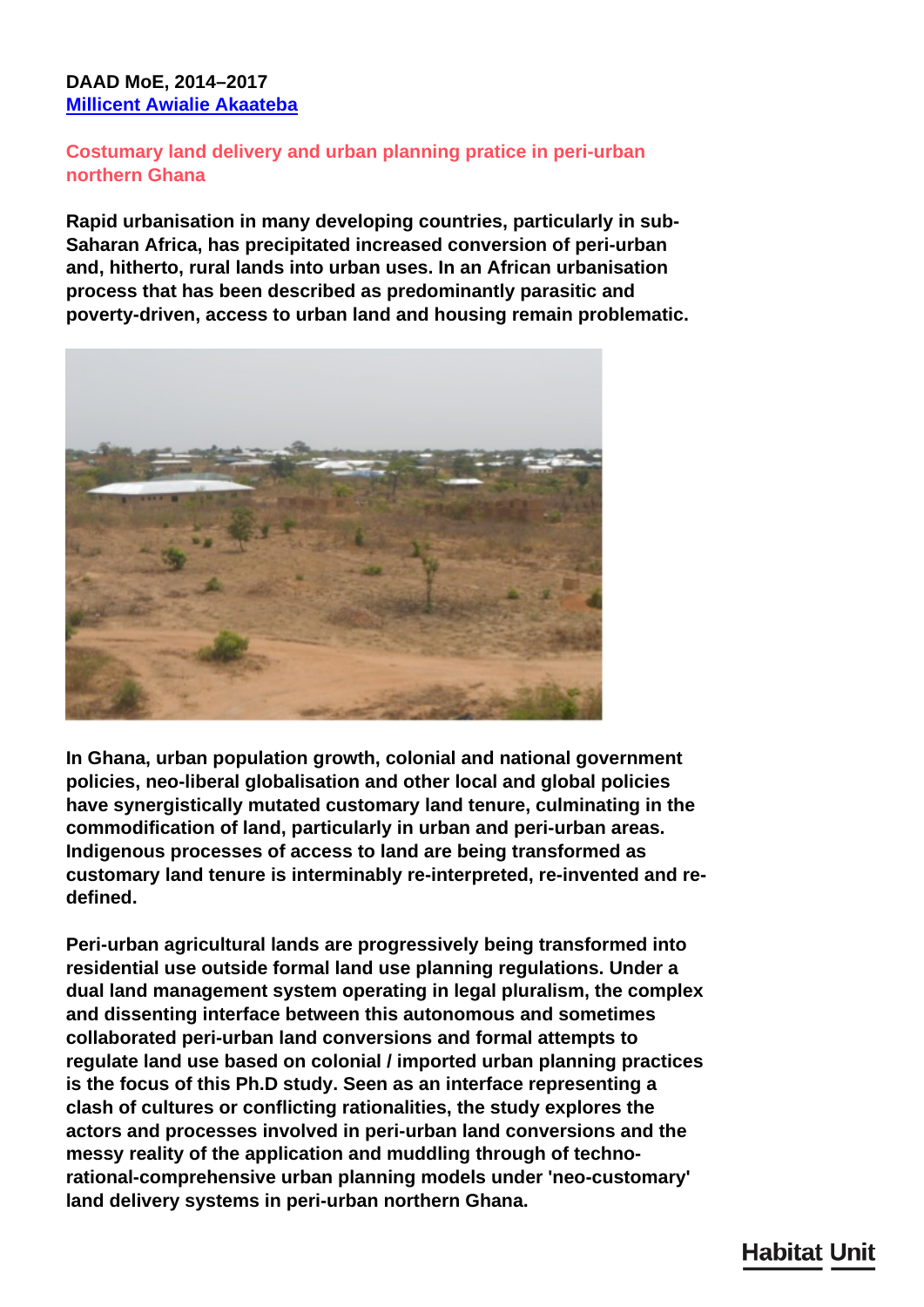**DAAD MoE, 2014–2017**
**Millicent Awialie Akaateba**

## Costumary land delivery and urban planning pratice in peri-urban northern Ghana

**Rapid urbanisation in many developing countries, particularly in sub-Saharan Africa, has precipitated increased conversion of peri-urban and, hitherto, rural lands into urban uses. In an African urbanisation process that has been described as predominantly parasitic and poverty-driven, access to urban land and housing remain problematic.**

**In Ghana, urban population growth, colonial and national government policies, neo-liberal globalisation and other local and global policies have synergistically mutated customary land tenure, culminating in the commodification of land, particularly in urban and peri-urban areas. Indigenous processes of access to land are being transformed as customary land tenure is interminably re-interpreted, re-invented and re-defined.**

**Peri-urban agricultural lands are progressively being transformed into residential use outside formal land use planning regulations. Under a dual land management system operating in legal pluralism, the complex and dissenting interface between this autonomous and sometimes collaborated peri-urban land conversions and formal attempts to regulate land use based on colonial / imported urban planning practices is the focus of this Ph.D study. Seen as an interface representing a clash of cultures or conflicting rationalities, the study explores the actors and processes involved in peri-urban land conversions and the messy reality of the application and muddling through of techno-rational-comprehensive urban planning models under 'neo-customary' land delivery systems in peri-urban northern Ghana.**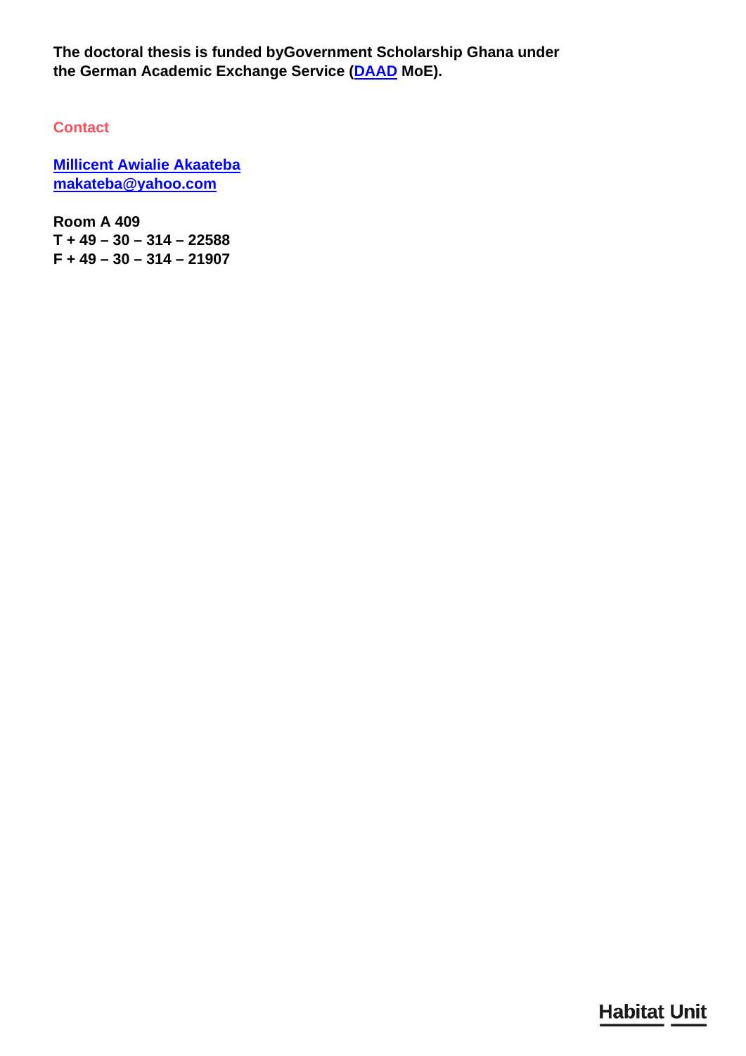**The doctoral thesis is funded byGovernment Scholarship Ghana under the German Academic Exchange Service (DAAD MoE).**

## Contact

**Millicent Awialie Akaateba**
**makateba@yahoo.com**

**Room A 409**
**T + 49 – 30 – 314 – 22588**
**F + 49 – 30 – 314 – 21907**

Habitat Unit